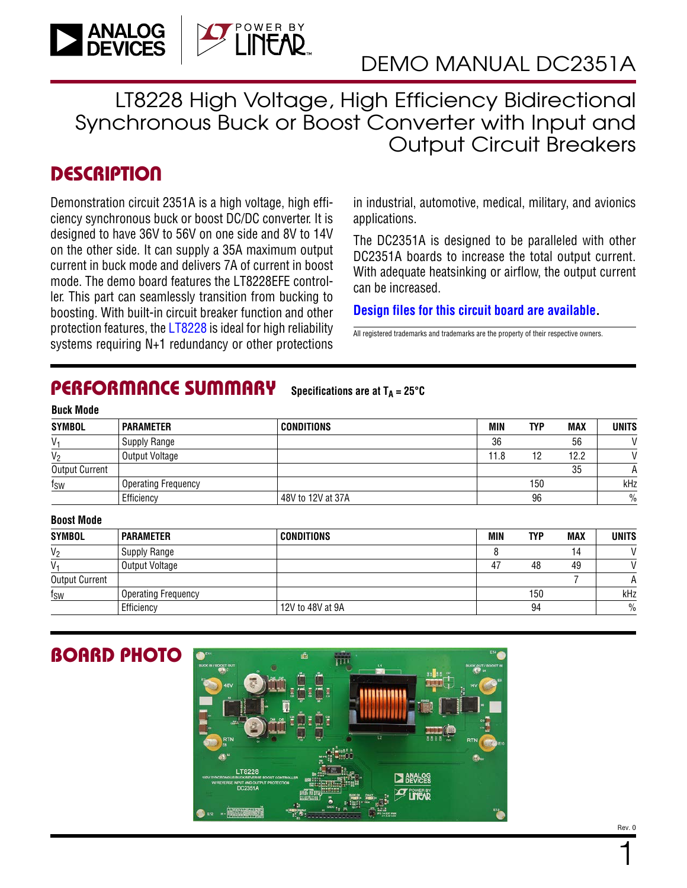# DEMO MANUAL DC2351A

## LT8228 High Voltage, High Efficiency Bidirectional Synchronous Buck or Boost Converter with Input and Output Circuit Breakers

## DESCRIPTION

Demonstration circuit 2351A is a high voltage, high efficiency synchronous buck or boost DC/DC converter. It is designed to have 36V to 56V on one side and 8V to 14V on the other side. It can supply a 35A maximum output current in buck mode and delivers 7A of current in boost mode. The demo board features the LT8228EFE controller. This part can seamlessly transition from bucking to boosting. With built-in circuit breaker function and other protection features, the LT8228 is ideal for high reliability systems requiring N+1 redundancy or other protections in industrial, automotive, medical, military, and avionics applications.

The DC2351A is designed to be paralleled with other DC2351A boards to increase the total output current. With adequate heatsinking or airflow, the output current can be increased.

**Design files for this circuit board are available.**

All registered trademarks and trademarks are the property of their respective owners.

## PERFORMANCE SUMMARY

**Specifications are at $T_A$ = 25°C**

**Buck Mode**

| SYMBOL | PARAMETER | CONDITIONS | MIN | TYP | MAX | UNITS |
|---|---|---|---|---|---|---|
| $V_1$ | Supply Range | | 36 | | 56 | V |
| $V_2$ | Output Voltage | | 11.8 | 12 | 12.2 | V |
| Output Current | | | | | 35 | A |
| $f_{SW}$ | Operating Frequency | | | 150 | | kHz |
| | Efficiency | 48V to 12V at 37A | | 96 | | % |

**Boost Mode**

| SYMBOL | PARAMETER | CONDITIONS | MIN | TYP | MAX | UNITS |
|---|---|---|---|---|---|---|
| $V_2$ | Supply Range | | 8 | | 14 | V |
| $V_1$ | Output Voltage | | 47 | 48 | 49 | V |
| Output Current | | | | | 7 | A |
| $f_{SW}$ | Operating Frequency | | | 150 | | kHz |
| | Efficiency | 12V to 48V at 9A | | 94 | | % |

## BOARD PHOTO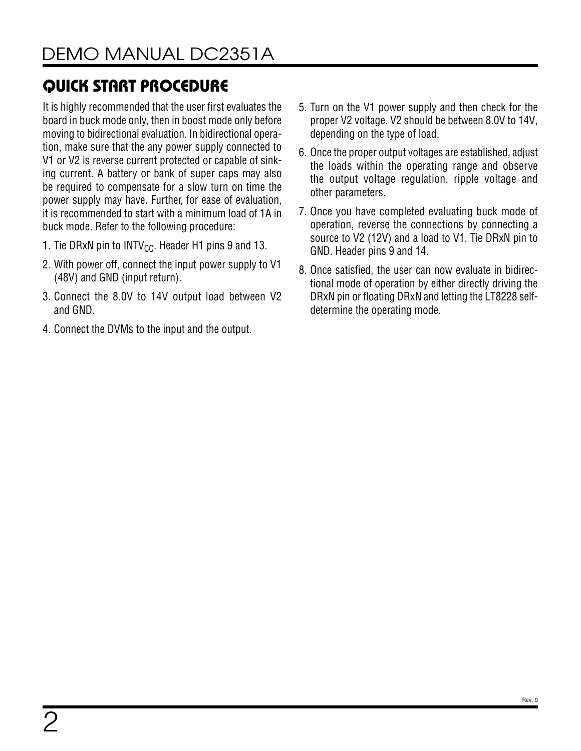## QUICK START PROCEDURE

It is highly recommended that the user first evaluates the board in buck mode only, then in boost mode only before moving to bidirectional evaluation. In bidirectional operation, make sure that the any power supply connected to V1 or V2 is reverse current protected or capable of sinking current. A battery or bank of super caps may also be required to compensate for a slow turn on time the power supply may have. Further, for ease of evaluation, it is recommended to start with a minimum load of 1A in buck mode. Refer to the following procedure:

1. Tie DRxN pin to $INTV_{CC}$. Header H1 pins 9 and 13.
2. With power off, connect the input power supply to V1 (48V) and GND (input return).
3. Connect the 8.0V to 14V output load between V2 and GND.
4. Connect the DVMs to the input and the output.
5. Turn on the V1 power supply and then check for the proper V2 voltage. V2 should be between 8.0V to 14V, depending on the type of load.
6. Once the proper output voltages are established, adjust the loads within the operating range and observe the output voltage regulation, ripple voltage and other parameters.
7. Once you have completed evaluating buck mode of operation, reverse the connections by connecting a source to V2 (12V) and a load to V1. Tie DRxN pin to GND. Header pins 9 and 14.
8. Once satisfied, the user can now evaluate in bidirectional mode of operation by either directly driving the DRxN pin or floating DRxN and letting the LT8228 self-determine the operating mode.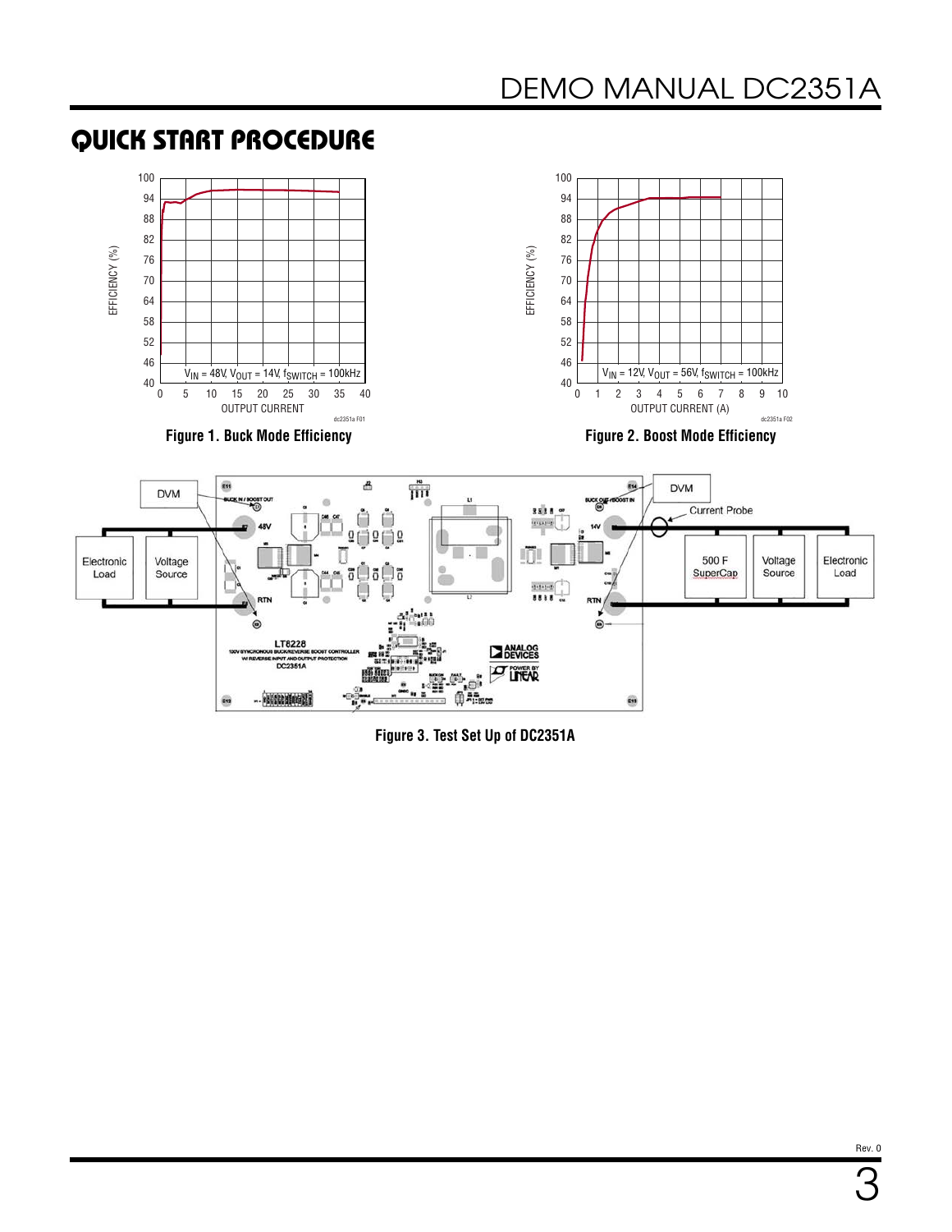## QUICK START PROCEDURE

Figure 1. Buck Mode Efficiency

Figure 2. Boost Mode Efficiency

Figure 3. Test Set Up of DC2351A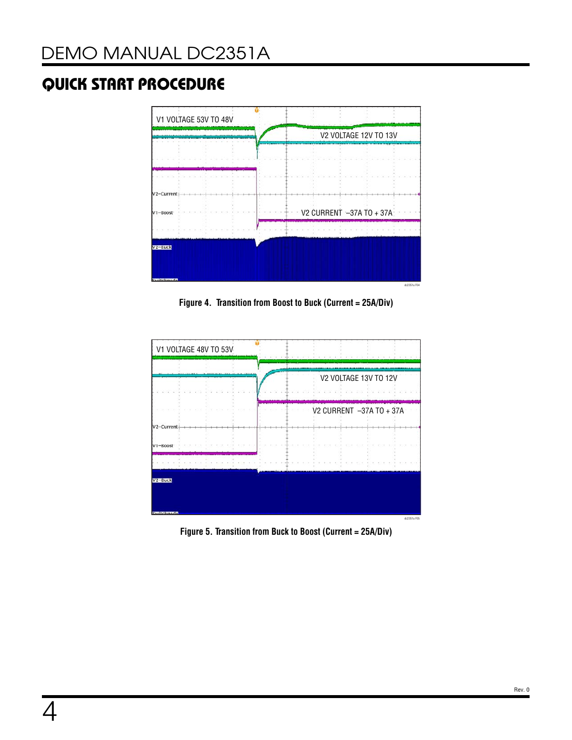## QUICK START PROCEDURE

Figure 4. Transition from Boost to Buck (Current = 25A/Div)

Figure 5. Transition from Buck to Boost (Current = 25A/Div)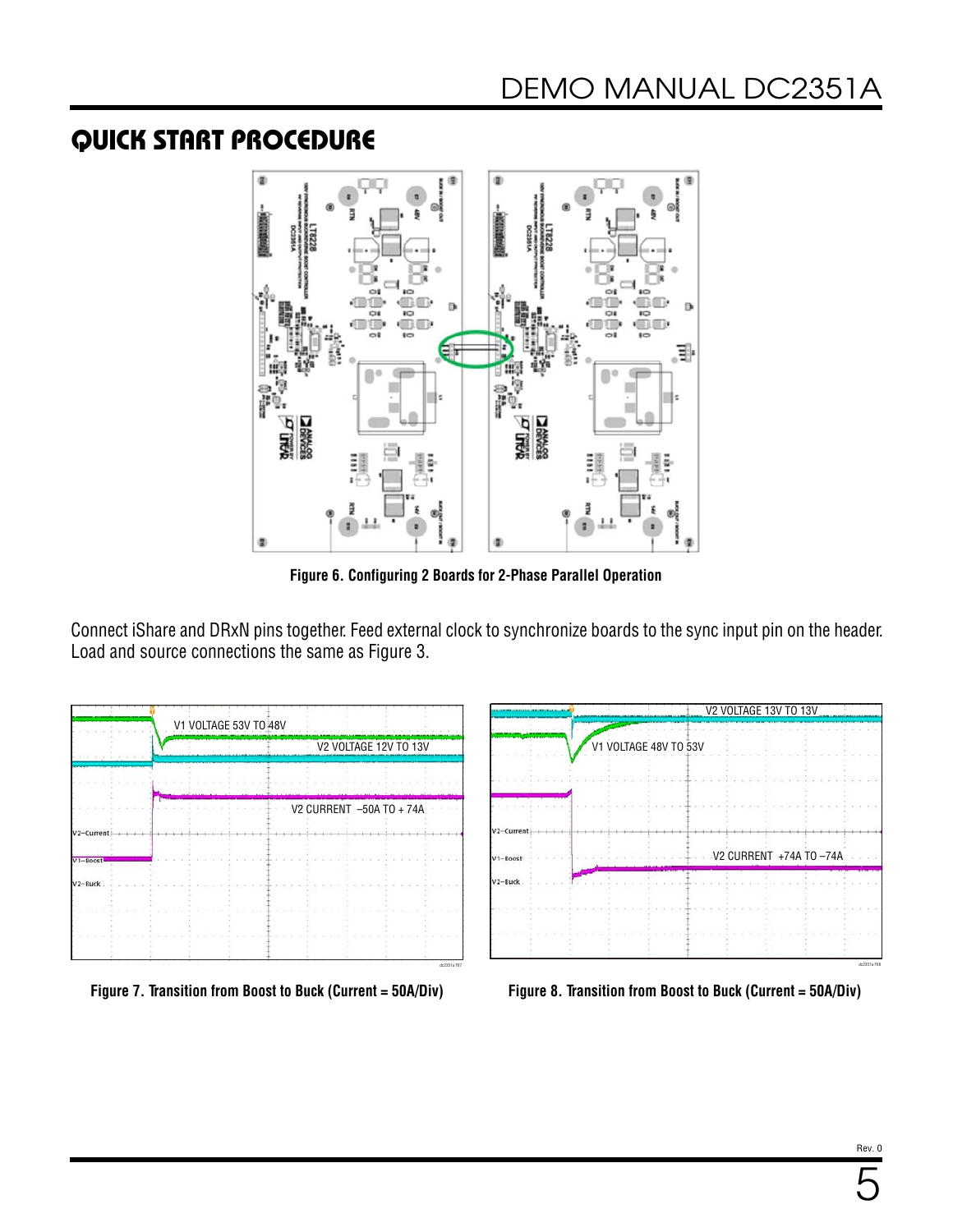## QUICK START PROCEDURE

Figure 6. Configuring 2 Boards for 2-Phase Parallel Operation

Connect iShare and DRxN pins together. Feed external clock to synchronize boards to the sync input pin on the header. Load and source connections the same as Figure 3.

Figure 7. Transition from Boost to Buck (Current = 50A/Div)

Figure 8. Transition from Boost to Buck (Current = 50A/Div)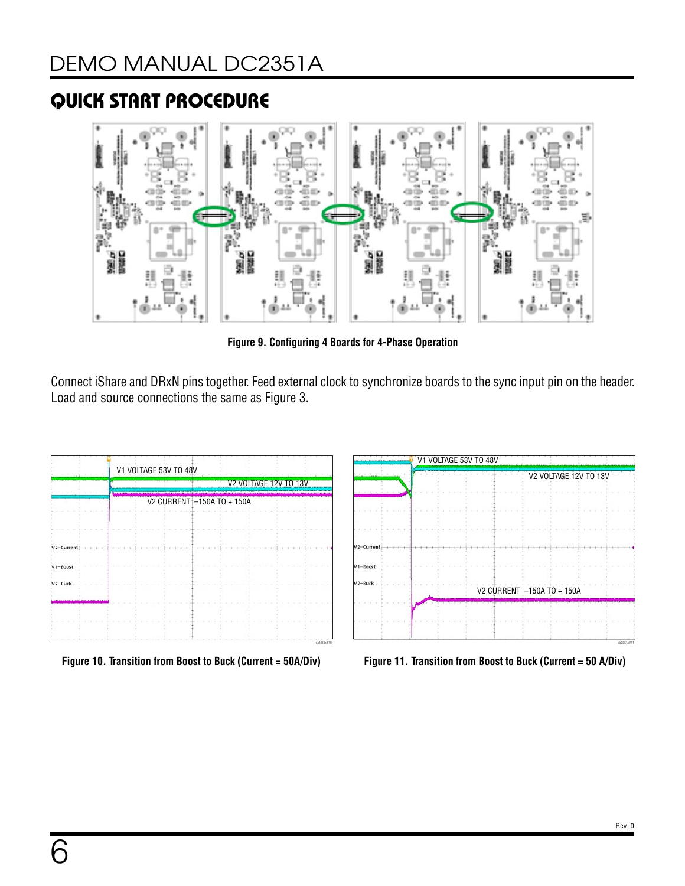## QUICK START PROCEDURE

Figure 9. Configuring 4 Boards for 4-Phase Operation

Connect iShare and DRxN pins together. Feed external clock to synchronize boards to the sync input pin on the header. Load and source connections the same as Figure 3.

Figure 10. Transition from Boost to Buck (Current = 50A/Div)

Figure 11. Transition from Boost to Buck (Current = 50 A/Div)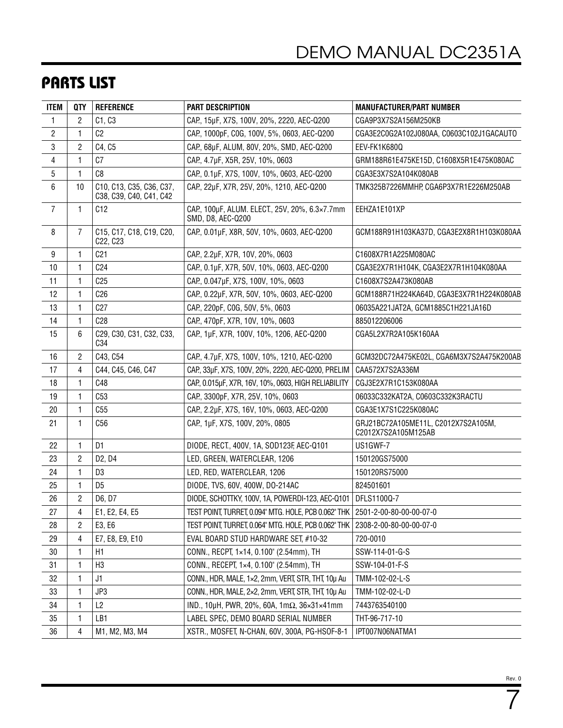## PARTS LIST

| ITEM | QTY | REFERENCE | PART DESCRIPTION | MANUFACTURER/PART NUMBER |
|---|---|---|---|---|
| 1 | 2 | C1, C3 | CAP., 15µF, X7S, 100V, 20%, 2220, AEC-Q200 | CGA9P3X7S2A156M250KB |
| 2 | 1 | C2 | CAP., 1000pF, C0G, 100V, 5%, 0603, AEC-Q200 | CGA3E2C0G2A102J080AA, C0603C102J1GACAUTO |
| 3 | 2 | C4, C5 | CAP., 68µF, ALUM, 80V, 20%, SMD, AEC-Q200 | EEV-FK1K680Q |
| 4 | 1 | C7 | CAP., 4.7µF, X5R, 25V, 10%, 0603 | GRM188R61E475KE15D, C1608X5R1E475K080AC |
| 5 | 1 | C8 | CAP., 0.1µF, X7S, 100V, 10%, 0603, AEC-Q200 | CGA3E3X7S2A104K080AB |
| 6 | 10 | C10, C13, C35, C36, C37, C38, C39, C40, C41, C42 | CAP., 22µF, X7R, 25V, 20%, 1210, AEC-Q200 | TMK325B7226MMHP, CGA6P3X7R1E226M250AB |
| 7 | 1 | C12 | CAP., 100µF, ALUM. ELECT., 25V, 20%, 6.3×7.7mm SMD, D8, AEC-Q200 | EEHZA1E101XP |
| 8 | 7 | C15, C17, C18, C19, C20, C22, C23 | CAP., 0.01µF, X8R, 50V, 10%, 0603, AEC-Q200 | GCM188R91H103KA37D, CGA3E2X8R1H103K080AA |
| 9 | 1 | C21 | CAP., 2.2µF, X7R, 10V, 20%, 0603 | C1608X7R1A225M080AC |
| 10 | 1 | C24 | CAP., 0.1µF, X7R, 50V, 10%, 0603, AEC-Q200 | CGA3E2X7R1H104K, CGA3E2X7R1H104K080AA |
| 11 | 1 | C25 | CAP., 0.047µF, X7S, 100V, 10%, 0603 | C1608X7S2A473K080AB |
| 12 | 1 | C26 | CAP., 0.22µF, X7R, 50V, 10%, 0603, AEC-Q200 | GCM188R71H224KA64D, CGA3E3X7R1H224K080AB |
| 13 | 1 | C27 | CAP., 220pF, C0G, 50V, 5%, 0603 | 06035A221JAT2A, GCM1885C1H221JA16D |
| 14 | 1 | C28 | CAP., 470pF, X7R, 10V, 10%, 0603 | 885012206006 |
| 15 | 6 | C29, C30, C31, C32, C33, C34 | CAP., 1µF, X7R, 100V, 10%, 1206, AEC-Q200 | CGA5L2X7R2A105K160AA |
| 16 | 2 | C43, C54 | CAP., 4.7µF, X7S, 100V, 10%, 1210, AEC-Q200 | GCM32DC72A475KE02L, CGA6M3X7S2A475K200AB |
| 17 | 4 | C44, C45, C46, C47 | CAP., 33µF, X7S, 100V, 20%, 2220, AEC-Q200, PRELIM | CAA572X7S2A336M |
| 18 | 1 | C48 | CAP., 0.015µF, X7R, 16V, 10%, 0603, HIGH RELIABILITY | CGJ3E2X7R1C153K080AA |
| 19 | 1 | C53 | CAP., 3300pF, X7R, 25V, 10%, 0603 | 06033C332KAT2A, C0603C332K3RACTU |
| 20 | 1 | C55 | CAP., 2.2µF, X7S, 16V, 10%, 0603, AEC-Q200 | CGA3E1X7S1C225K080AC |
| 21 | 1 | C56 | CAP., 1µF, X7S, 100V, 20%, 0805 | GRJ21BC72A105ME11L, C2012X7S2A105M, C2012X7S2A105M125AB |
| 22 | 1 | D1 | DIODE, RECT., 400V, 1A, SOD123F, AEC-Q101 | US1GWF-7 |
| 23 | 2 | D2, D4 | LED, GREEN, WATERCLEAR, 1206 | 150120GS75000 |
| 24 | 1 | D3 | LED, RED, WATERCLEAR, 1206 | 150120RS75000 |
| 25 | 1 | D5 | DIODE, TVS, 60V, 400W, DO-214AC | 824501601 |
| 26 | 2 | D6, D7 | DIODE, SCHOTTKY, 100V, 1A, POWERDI-123, AEC-Q101 | DFLS1100Q-7 |
| 27 | 4 | E1, E2, E4, E5 | TEST POINT, TURRET, 0.094" MTG. HOLE, PCB 0.062" THK | 2501-2-00-80-00-00-07-0 |
| 28 | 2 | E3, E6 | TEST POINT, TURRET, 0.064" MTG. HOLE, PCB 0.062" THK | 2308-2-00-80-00-00-07-0 |
| 29 | 4 | E7, E8, E9, E10 | EVAL BOARD STUD HARDWARE SET, #10-32 | 720-0010 |
| 30 | 1 | H1 | CONN., RECPT, 1×14, 0.100" (2.54mm), TH | SSW-114-01-G-S |
| 31 | 1 | H3 | CONN., RECEPT, 1×4, 0.100" (2.54mm), TH | SSW-104-01-F-S |
| 32 | 1 | J1 | CONN., HDR, MALE, 1×2, 2mm, VERT, STR, THT, 10µ Au | TMM-102-02-L-S |
| 33 | 1 | JP3 | CONN., HDR, MALE, 2×2, 2mm, VERT, STR, THT, 10µ Au | TMM-102-02-L-D |
| 34 | 1 | L2 | IND., 10µH, PWR, 20%, 60A, 1mΩ, 36×31×41mm | 7443763540100 |
| 35 | 1 | LB1 | LABEL SPEC, DEMO BOARD SERIAL NUMBER | THT-96-717-10 |
| 36 | 4 | M1, M2, M3, M4 | XSTR., MOSFET, N-CHAN, 60V, 300A, PG-HSOF-8-1 | IPT007N06NATMA1 |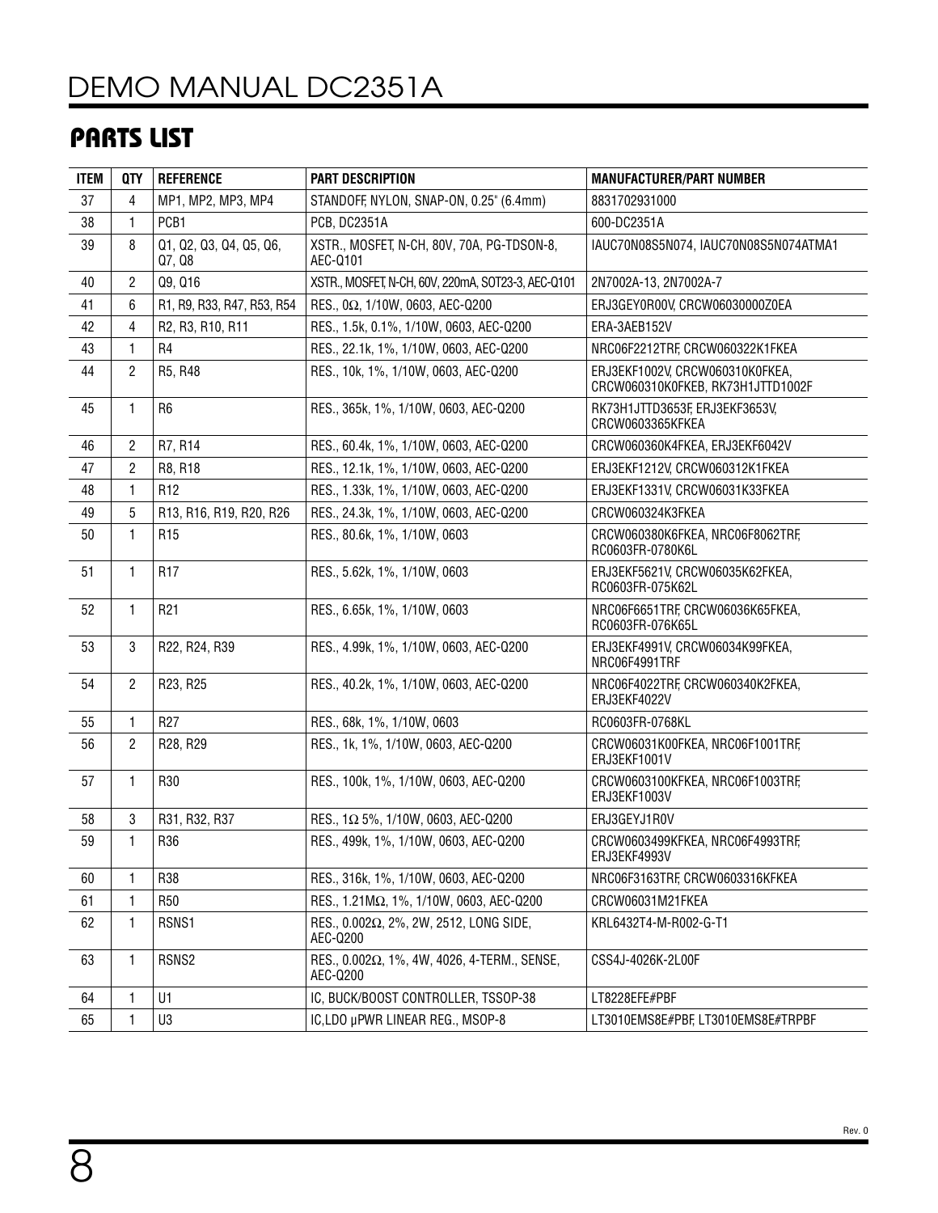## PARTS LIST

| ITEM | QTY | REFERENCE | PART DESCRIPTION | MANUFACTURER/PART NUMBER |
|---|---|---|---|---|
| 37 | 4 | MP1, MP2, MP3, MP4 | STANDOFF, NYLON, SNAP-ON, 0.25" (6.4mm) | 8831702931000 |
| 38 | 1 | PCB1 | PCB, DC2351A | 600-DC2351A |
| 39 | 8 | Q1, Q2, Q3, Q4, Q5, Q6, Q7, Q8 | XSTR., MOSFET, N-CH, 80V, 70A, PG-TDSON-8, AEC-Q101 | IAUC70N08S5N074, IAUC70N08S5N074ATMA1 |
| 40 | 2 | Q9, Q16 | XSTR., MOSFET, N-CH, 60V, 220mA, SOT23-3, AEC-Q101 | 2N7002A-13, 2N7002A-7 |
| 41 | 6 | R1, R9, R33, R47, R53, R54 | RES., 0Ω, 1/10W, 0603, AEC-Q200 | ERJ3GEY0R00V, CRCW06030000Z0EA |
| 42 | 4 | R2, R3, R10, R11 | RES., 1.5k, 0.1%, 1/10W, 0603, AEC-Q200 | ERA-3AEB152V |
| 43 | 1 | R4 | RES., 22.1k, 1%, 1/10W, 0603, AEC-Q200 | NRC06F2212TRF, CRCW060322K1FKEA |
| 44 | 2 | R5, R48 | RES., 10k, 1%, 1/10W, 0603, AEC-Q200 | ERJ3EKF1002V, CRCW060310K0FKEA, CRCW060310K0FKEB, RK73H1JTTD1002F |
| 45 | 1 | R6 | RES., 365k, 1%, 1/10W, 0603, AEC-Q200 | RK73H1JTTD3653F, ERJ3EKF3653V, CRCW0603365KFKEA |
| 46 | 2 | R7, R14 | RES., 60.4k, 1%, 1/10W, 0603, AEC-Q200 | CRCW060360K4FKEA, ERJ3EKF6042V |
| 47 | 2 | R8, R18 | RES., 12.1k, 1%, 1/10W, 0603, AEC-Q200 | ERJ3EKF1212V, CRCW060312K1FKEA |
| 48 | 1 | R12 | RES., 1.33k, 1%, 1/10W, 0603, AEC-Q200 | ERJ3EKF1331V, CRCW06031K33FKEA |
| 49 | 5 | R13, R16, R19, R20, R26 | RES., 24.3k, 1%, 1/10W, 0603, AEC-Q200 | CRCW060324K3FKEA |
| 50 | 1 | R15 | RES., 80.6k, 1%, 1/10W, 0603 | CRCW060380K6FKEA, NRC06F8062TRF, RC0603FR-0780K6L |
| 51 | 1 | R17 | RES., 5.62k, 1%, 1/10W, 0603 | ERJ3EKF5621V, CRCW06035K62FKEA, RC0603FR-075K62L |
| 52 | 1 | R21 | RES., 6.65k, 1%, 1/10W, 0603 | NRC06F6651TRF, CRCW06036K65FKEA, RC0603FR-076K65L |
| 53 | 3 | R22, R24, R39 | RES., 4.99k, 1%, 1/10W, 0603, AEC-Q200 | ERJ3EKF4991V, CRCW06034K99FKEA, NRC06F4991TRF |
| 54 | 2 | R23, R25 | RES., 40.2k, 1%, 1/10W, 0603, AEC-Q200 | NRC06F4022TRF, CRCW060340K2FKEA, ERJ3EKF4022V |
| 55 | 1 | R27 | RES., 68k, 1%, 1/10W, 0603 | RC0603FR-0768KL |
| 56 | 2 | R28, R29 | RES., 1k, 1%, 1/10W, 0603, AEC-Q200 | CRCW06031K00FKEA, NRC06F1001TRF, ERJ3EKF1001V |
| 57 | 1 | R30 | RES., 100k, 1%, 1/10W, 0603, AEC-Q200 | CRCW0603100KFKEA, NRC06F1003TRF, ERJ3EKF1003V |
| 58 | 3 | R31, R32, R37 | RES., 1Ω 5%, 1/10W, 0603, AEC-Q200 | ERJ3GEYJ1R0V |
| 59 | 1 | R36 | RES., 499k, 1%, 1/10W, 0603, AEC-Q200 | CRCW0603499KFKEA, NRC06F4993TRF, ERJ3EKF4993V |
| 60 | 1 | R38 | RES., 316k, 1%, 1/10W, 0603, AEC-Q200 | NRC06F3163TRF, CRCW0603316KFKEA |
| 61 | 1 | R50 | RES., 1.21MΩ, 1%, 1/10W, 0603, AEC-Q200 | CRCW06031M21FKEA |
| 62 | 1 | RSNS1 | RES., 0.002Ω, 2%, 2W, 2512, LONG SIDE, AEC-Q200 | KRL6432T4-M-R002-G-T1 |
| 63 | 1 | RSNS2 | RES., 0.002Ω, 1%, 4W, 4026, 4-TERM., SENSE, AEC-Q200 | CSS4J-4026K-2L00F |
| 64 | 1 | U1 | IC, BUCK/BOOST CONTROLLER, TSSOP-38 | LT8228EFE#PBF |
| 65 | 1 | U3 | IC,LDO µPWR LINEAR REG., MSOP-8 | LT3010EMS8E#PBF, LT3010EMS8E#TRPBF |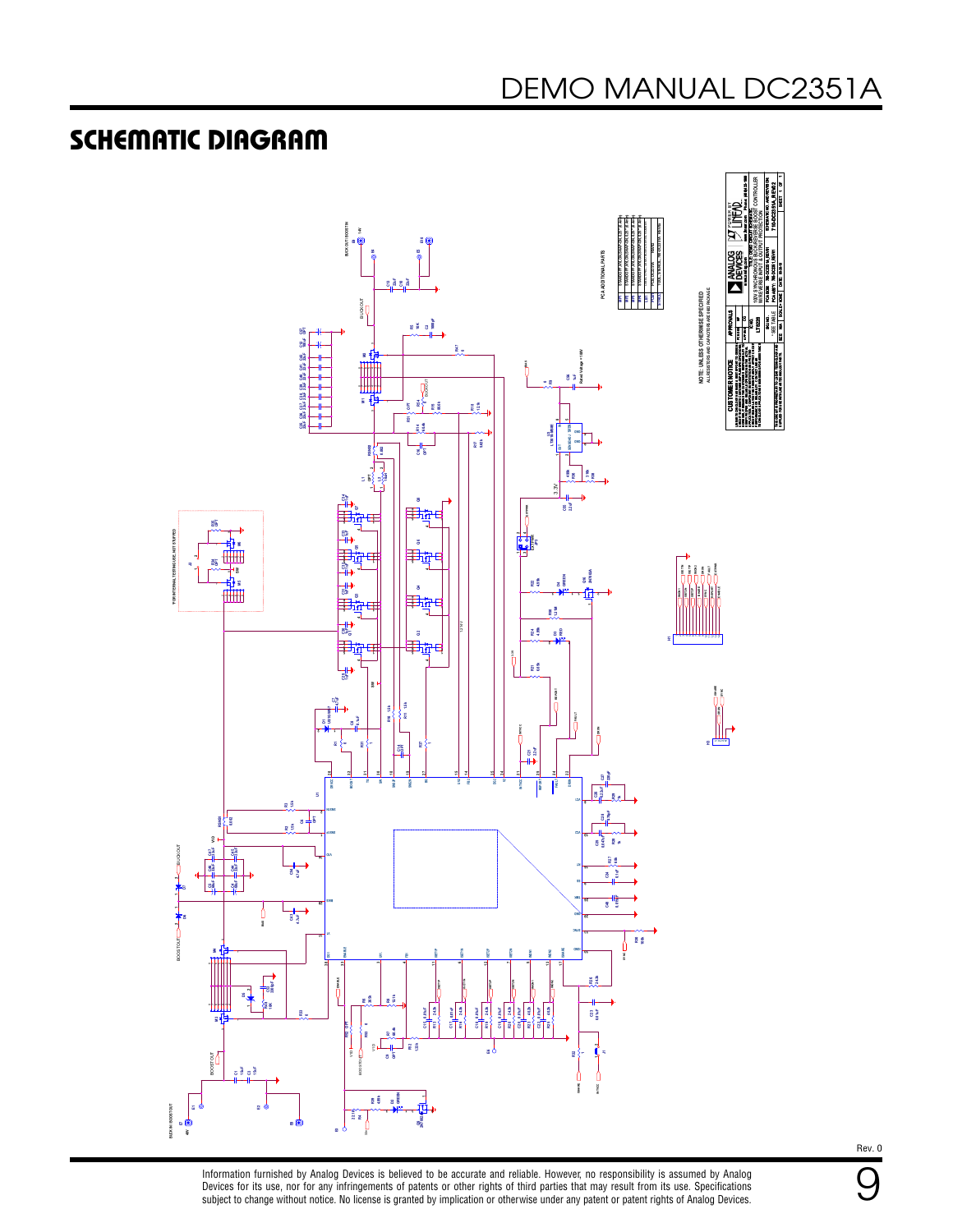# SCHEMATIC DIAGRAM

Rev. 0

Information furnished by Analog Devices is believed to be accurate and reliable. However, no responsibility is assumed by Analog Devices for its use, nor for any infringements of patents or other rights of third parties that may result from its use. Specifications subject to change without notice. No license is granted by implication or otherwise under any patent or patent rights of Analog Devices.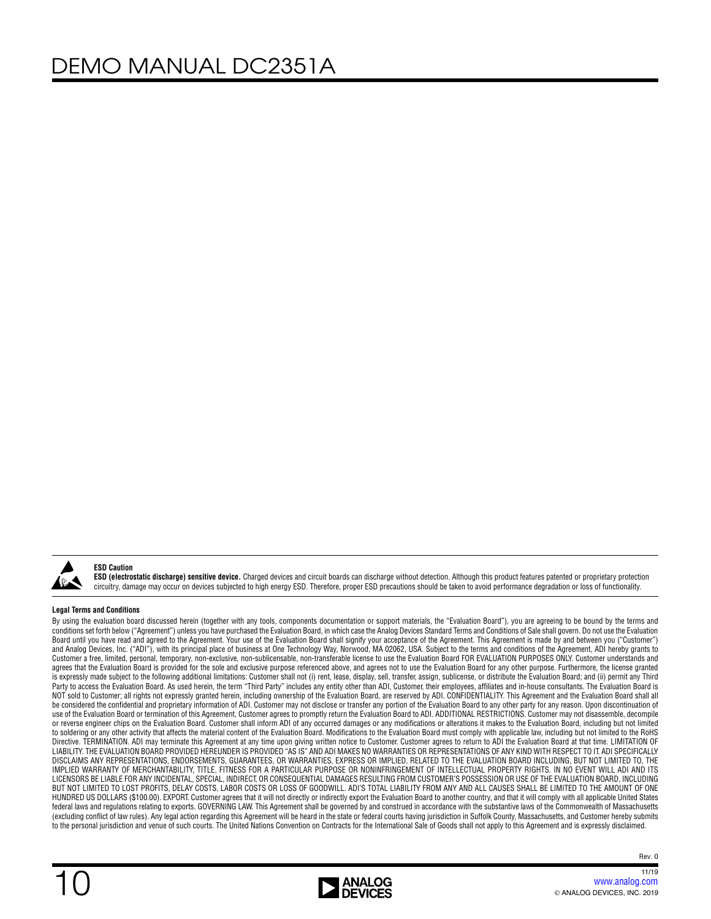**ESD Caution**

**ESD (electrostatic discharge) sensitive device.** Charged devices and circuit boards can discharge without detection. Although this product features patented or proprietary protection circuitry, damage may occur on devices subjected to high energy ESD. Therefore, proper ESD precautions should be taken to avoid performance degradation or loss of functionality.

**Legal Terms and Conditions**

By using the evaluation board discussed herein (together with any tools, components documentation or support materials, the "Evaluation Board"), you are agreeing to be bound by the terms and conditions set forth below ("Agreement") unless you have purchased the Evaluation Board, in which case the Analog Devices Standard Terms and Conditions of Sale shall govern. Do not use the Evaluation Board until you have read and agreed to the Agreement. Your use of the Evaluation Board shall signify your acceptance of the Agreement. This Agreement is made by and between you ("Customer") and Analog Devices, Inc. ("ADI"), with its principal place of business at One Technology Way, Norwood, MA 02062, USA. Subject to the terms and conditions of the Agreement, ADI hereby grants to Customer a free, limited, personal, temporary, non-exclusive, non-sublicensable, non-transferable license to use the Evaluation Board FOR EVALUATION PURPOSES ONLY. Customer understands and agrees that the Evaluation Board is provided for the sole and exclusive purpose referenced above, and agrees not to use the Evaluation Board for any other purpose. Furthermore, the license granted is expressly made subject to the following additional limitations: Customer shall not (i) rent, lease, display, sell, transfer, assign, sublicense, or distribute the Evaluation Board; and (ii) permit any Third Party to access the Evaluation Board. As used herein, the term "Third Party" includes any entity other than ADI, Customer, their employees, affiliates and in-house consultants. The Evaluation Board is NOT sold to Customer; all rights not expressly granted herein, including ownership of the Evaluation Board, are reserved by ADI. CONFIDENTIALITY. This Agreement and the Evaluation Board shall all be considered the confidential and proprietary information of ADI. Customer may not disclose or transfer any portion of the Evaluation Board to any other party for any reason. Upon discontinuation of use of the Evaluation Board or termination of this Agreement, Customer agrees to promptly return the Evaluation Board to ADI. ADDITIONAL RESTRICTIONS. Customer may not disassemble, decompile or reverse engineer chips on the Evaluation Board. Customer shall inform ADI of any occurred damages or any modifications or alterations it makes to the Evaluation Board, including but not limited to soldering or any other activity that affects the material content of the Evaluation Board. Modifications to the Evaluation Board must comply with applicable law, including but not limited to the RoHS Directive. TERMINATION. ADI may terminate this Agreement at any time upon giving written notice to Customer. Customer agrees to return to ADI the Evaluation Board at that time. LIMITATION OF LIABILITY. THE EVALUATION BOARD PROVIDED HEREUNDER IS PROVIDED "AS IS" AND ADI MAKES NO WARRANTIES OR REPRESENTATIONS OF ANY KIND WITH RESPECT TO IT. ADI SPECIFICALLY DISCLAIMS ANY REPRESENTATIONS, ENDORSEMENTS, GUARANTEES, OR WARRANTIES, EXPRESS OR IMPLIED, RELATED TO THE EVALUATION BOARD INCLUDING, BUT NOT LIMITED TO, THE IMPLIED WARRANTY OF MERCHANTABILITY, TITLE, FITNESS FOR A PARTICULAR PURPOSE OR NONINFRINGEMENT OF INTELLECTUAL PROPERTY RIGHTS. IN NO EVENT WILL ADI AND ITS LICENSORS BE LIABLE FOR ANY INCIDENTAL, SPECIAL, INDIRECT, OR CONSEQUENTIAL DAMAGES RESULTING FROM CUSTOMER'S POSSESSION OR USE OF THE EVALUATION BOARD, INCLUDING BUT NOT LIMITED TO LOST PROFITS, DELAY COSTS, LABOR COSTS OR LOSS OF GOODWILL. ADI'S TOTAL LIABILITY FROM ANY AND ALL CAUSES SHALL BE LIMITED TO THE AMOUNT OF ONE HUNDRED US DOLLARS ($100.00). EXPORT. Customer agrees that it will not directly or indirectly export the Evaluation Board to another country, and that it will comply with all applicable United States federal laws and regulations relating to exports. GOVERNING LAW. This Agreement shall be governed by and construed in accordance with the substantive laws of the Commonwealth of Massachusetts (excluding conflict of law rules). Any legal action regarding this Agreement will be heard in the state or federal courts having jurisdiction in Suffolk County, Massachusetts, and Customer hereby submits to the personal jurisdiction and venue of such courts. The United Nations Convention on Contracts for the International Sale of Goods shall not apply to this Agreement and is expressly disclaimed.

Rev. 0

11/19
www.analog.com
© ANALOG DEVICES, INC. 2019